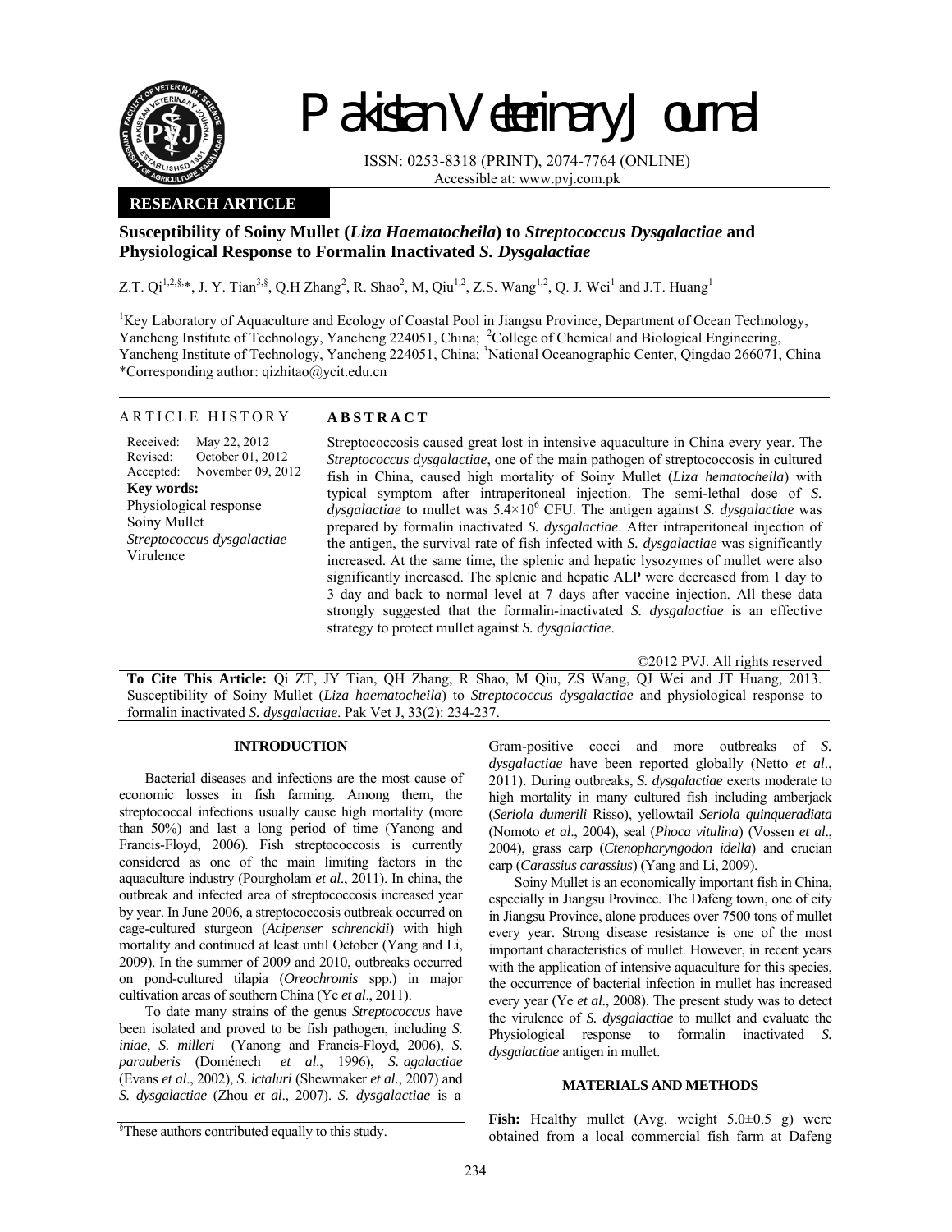# Pakistan Veterinary Journal

ISSN: 0253-8318 (PRINT), 2074-7764 (ONLINE)
Accessible at: www.pvj.com.pk

**RESEARCH ARTICLE**

## Susceptibility of Soiny Mullet (*Liza Haematocheila*) to *Streptococcus Dysgalactiae* and Physiological Response to Formalin Inactivated *S. Dysgalactiae*

Z.T. Qi[1,2,§,*], J. Y. Tian[3,§], Q.H Zhang[2], R. Shao[2], M, Qiu[1,2], Z.S. Wang[1,2], Q. J. Wei[1] and J.T. Huang[1]

[1]Key Laboratory of Aquaculture and Ecology of Coastal Pool in Jiangsu Province, Department of Ocean Technology, Yancheng Institute of Technology, Yancheng 224051, China; [2]College of Chemical and Biological Engineering, Yancheng Institute of Technology, Yancheng 224051, China; [3]National Oceanographic Center, Qingdao 266071, China
*Corresponding author: qizhitao@ycit.edu.cn

### ARTICLE HISTORY

Received: May 22, 2012
Revised: October 01, 2012
Accepted: November 09, 2012

**Key words:**
Physiological response
Soiny Mullet
*Streptococcus dysgalactiae*
Virulence

### ABSTRACT

Streptococcosis caused great lost in intensive aquaculture in China every year. The *Streptococcus dysgalactiae*, one of the main pathogen of streptococcosis in cultured fish in China, caused high mortality of Soiny Mullet (*Liza hematocheila*) with typical symptom after intraperitoneal injection. The semi-lethal dose of *S. dysgalactiae* to mullet was $5.4\times10^6$ CFU. The antigen against *S. dysgalactiae* was prepared by formalin inactivated *S. dysgalactiae*. After intraperitoneal injection of the antigen, the survival rate of fish infected with *S. dysgalactiae* was significantly increased. At the same time, the splenic and hepatic lysozymes of mullet were also significantly increased. The splenic and hepatic ALP were decreased from 1 day to 3 day and back to normal level at 7 days after vaccine injection. All these data strongly suggested that the formalin-inactivated *S. dysgalactiae* is an effective strategy to protect mullet against *S. dysgalactiae*.

©2012 PVJ. All rights reserved

**To Cite This Article:** Qi ZT, JY Tian, QH Zhang, R Shao, M Qiu, ZS Wang, QJ Wei and JT Huang, 2013. Susceptibility of Soiny Mullet (*Liza haematocheila*) to *Streptococcus dysgalactiae* and physiological response to formalin inactivated *S. dysgalactiae*. Pak Vet J, 33(2): 234-237.

## INTRODUCTION

Bacterial diseases and infections are the most cause of economic losses in fish farming. Among them, the streptococcal infections usually cause high mortality (more than 50%) and last a long period of time (Yanong and Francis-Floyd, 2006). Fish streptococcosis is currently considered as one of the main limiting factors in the aquaculture industry (Pourgholam *et al*., 2011). In china, the outbreak and infected area of streptococcosis increased year by year. In June 2006, a streptococcosis outbreak occurred on cage-cultured sturgeon (*Acipenser schrenckii*) with high mortality and continued at least until October (Yang and Li, 2009). In the summer of 2009 and 2010, outbreaks occurred on pond-cultured tilapia (*Oreochromis* spp.) in major cultivation areas of southern China (Ye *et al*., 2011).

To date many strains of the genus *Streptococcus* have been isolated and proved to be fish pathogen, including *S. iniae*, *S. milleri* (Yanong and Francis-Floyd, 2006), *S. parauberis* (Doménech *et al*., 1996), *S. agalactiae* (Evans *et al*., 2002), *S. ictaluri* (Shewmaker *et al*., 2007) and *S. dysgalactiae* (Zhou *et al*., 2007). *S. dysgalactiae* is a Gram-positive cocci and more outbreaks of *S. dysgalactiae* have been reported globally (Netto *et al*., 2011). During outbreaks, *S. dysgalactiae* exerts moderate to high mortality in many cultured fish including amberjack (*Seriola dumerili* Risso), yellowtail *Seriola quinqueradiata* (Nomoto *et al*., 2004), seal (*Phoca vitulina*) (Vossen *et al*., 2004), grass carp (*Ctenopharyngodon idella*) and crucian carp (*Carassius carassius*) (Yang and Li, 2009).

Soiny Mullet is an economically important fish in China, especially in Jiangsu Province. The Dafeng town, one of city in Jiangsu Province, alone produces over 7500 tons of mullet every year. Strong disease resistance is one of the most important characteristics of mullet. However, in recent years with the application of intensive aquaculture for this species, the occurrence of bacterial infection in mullet has increased every year (Ye *et al*., 2008). The present study was to detect the virulence of *S. dysgalactiae* to mullet and evaluate the Physiological response to formalin inactivated *S. dysgalactiae* antigen in mullet.

## MATERIALS AND METHODS

**Fish:** Healthy mullet (Avg. weight 5.0±0.5 g) were obtained from a local commercial fish farm at Dafeng

§These authors contributed equally to this study.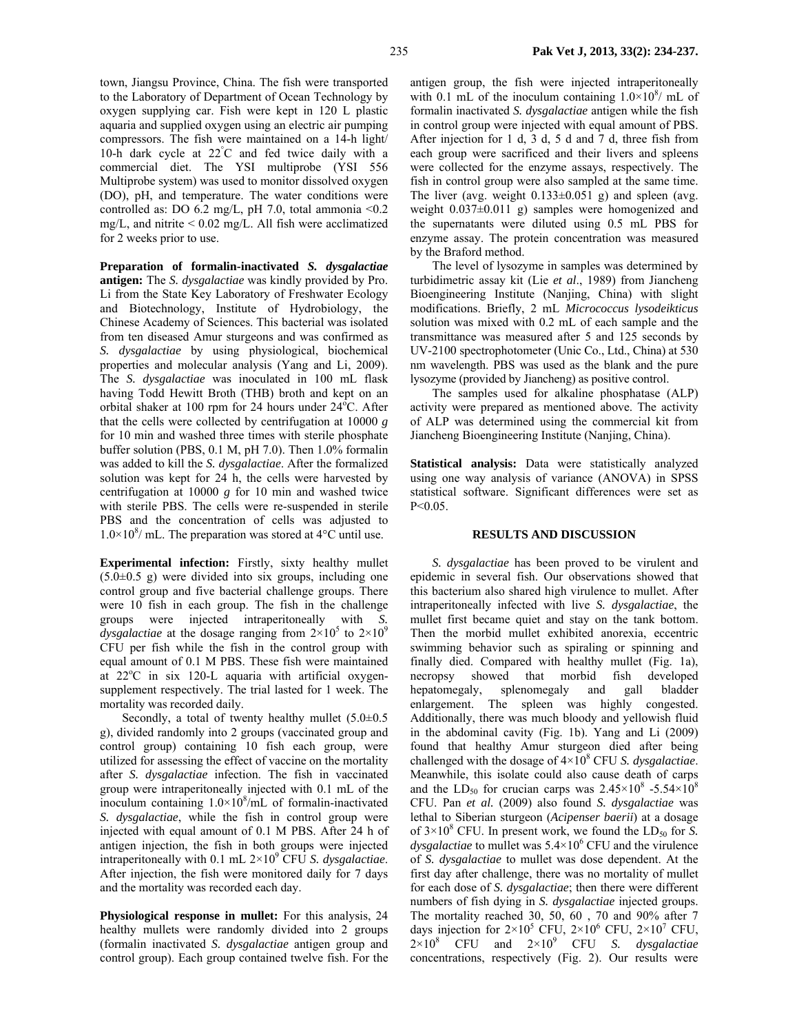town, Jiangsu Province, China. The fish were transported to the Laboratory of Department of Ocean Technology by oxygen supplying car. Fish were kept in 120 L plastic aquaria and supplied oxygen using an electric air pumping compressors. The fish were maintained on a 14-h light/ 10-h dark cycle at 22°C and fed twice daily with a commercial diet. The YSI multiprobe (YSI 556 Multiprobe system) was used to monitor dissolved oxygen (DO), pH, and temperature. The water conditions were controlled as: DO 6.2 mg/L, pH 7.0, total ammonia <0.2 mg/L, and nitrite < 0.02 mg/L. All fish were acclimatized for 2 weeks prior to use.

**Preparation of formalin-inactivated *S. dysgalactiae* antigen:** The *S. dysgalactiae* was kindly provided by Pro. Li from the State Key Laboratory of Freshwater Ecology and Biotechnology, Institute of Hydrobiology, the Chinese Academy of Sciences. This bacterial was isolated from ten diseased Amur sturgeons and was confirmed as *S. dysgalactiae* by using physiological, biochemical properties and molecular analysis (Yang and Li, 2009). The *S. dysgalactiae* was inoculated in 100 mL flask having Todd Hewitt Broth (THB) broth and kept on an orbital shaker at 100 rpm for 24 hours under 24°C. After that the cells were collected by centrifugation at 10000 *g* for 10 min and washed three times with sterile phosphate buffer solution (PBS, 0.1 M, pH 7.0). Then 1.0% formalin was added to kill the *S. dysgalactiae*. After the formalized solution was kept for 24 h, the cells were harvested by centrifugation at 10000 *g* for 10 min and washed twice with sterile PBS. The cells were re-suspended in sterile PBS and the concentration of cells was adjusted to $1.0\times10^8$/ mL. The preparation was stored at 4°C until use.

**Experimental infection:** Firstly, sixty healthy mullet (5.0±0.5 g) were divided into six groups, including one control group and five bacterial challenge groups. There were 10 fish in each group. The fish in the challenge groups were injected intraperitoneally with *S. dysgalactiae* at the dosage ranging from $2\times10^5$ to $2\times10^9$ CFU per fish while the fish in the control group with equal amount of 0.1 M PBS. These fish were maintained at 22°C in six 120-L aquaria with artificial oxygen-supplement respectively. The trial lasted for 1 week. The mortality was recorded daily.

Secondly, a total of twenty healthy mullet (5.0±0.5 g), divided randomly into 2 groups (vaccinated group and control group) containing 10 fish each group, were utilized for assessing the effect of vaccine on the mortality after *S. dysgalactiae* infection. The fish in vaccinated group were intraperitoneally injected with 0.1 mL of the inoculum containing $1.0\times10^8$/mL of formalin-inactivated *S. dysgalactiae*, while the fish in control group were injected with equal amount of 0.1 M PBS. After 24 h of antigen injection, the fish in both groups were injected intraperitoneally with 0.1 mL $2\times10^9$ CFU *S. dysgalactiae*. After injection, the fish were monitored daily for 7 days and the mortality was recorded each day.

**Physiological response in mullet:** For this analysis, 24 healthy mullets were randomly divided into 2 groups (formalin inactivated *S. dysgalactiae* antigen group and control group). Each group contained twelve fish. For the antigen group, the fish were injected intraperitoneally with 0.1 mL of the inoculum containing $1.0\times10^8$/ mL of formalin inactivated *S. dysgalactiae* antigen while the fish in control group were injected with equal amount of PBS. After injection for 1 d, 3 d, 5 d and 7 d, three fish from each group were sacrificed and their livers and spleens were collected for the enzyme assays, respectively. The fish in control group were also sampled at the same time. The liver (avg. weight 0.133±0.051 g) and spleen (avg. weight 0.037±0.011 g) samples were homogenized and the supernatants were diluted using 0.5 mL PBS for enzyme assay. The protein concentration was measured by the Braford method.

The level of lysozyme in samples was determined by turbidimetric assay kit (Lie *et al*., 1989) from Jiancheng Bioengineering Institute (Nanjing, China) with slight modifications. Briefly, 2 mL *Micrococcus lysodeikticus* solution was mixed with 0.2 mL of each sample and the transmittance was measured after 5 and 125 seconds by UV-2100 spectrophotometer (Unic Co., Ltd., China) at 530 nm wavelength. PBS was used as the blank and the pure lysozyme (provided by Jiancheng) as positive control.

The samples used for alkaline phosphatase (ALP) activity were prepared as mentioned above. The activity of ALP was determined using the commercial kit from Jiancheng Bioengineering Institute (Nanjing, China).

**Statistical analysis:** Data were statistically analyzed using one way analysis of variance (ANOVA) in SPSS statistical software. Significant differences were set as $P<0.05$.

## RESULTS AND DISCUSSION

*S. dysgalactiae* has been proved to be virulent and epidemic in several fish. Our observations showed that this bacterium also shared high virulence to mullet. After intraperitoneally infected with live *S. dysgalactiae*, the mullet first became quiet and stay on the tank bottom. Then the morbid mullet exhibited anorexia, eccentric swimming behavior such as spiraling or spinning and finally died. Compared with healthy mullet (Fig. 1a), necropsy showed that morbid fish developed hepatomegaly, splenomegaly and gall bladder enlargement. The spleen was highly congested. Additionally, there was much bloody and yellowish fluid in the abdominal cavity (Fig. 1b). Yang and Li (2009) found that healthy Amur sturgeon died after being challenged with the dosage of $4\times10^8$ CFU *S. dysgalactiae*. Meanwhile, this isolate could also cause death of carps and the $LD_{50}$ for crucian carps was $2.45\times10^8$ -$5.54\times10^8$ CFU. Pan *et al.* (2009) also found *S. dysgalactiae* was lethal to Siberian sturgeon (*Acipenser baerii*) at a dosage of $3\times10^8$ CFU. In present work, we found the $LD_{50}$ for *S. dysgalactiae* to mullet was $5.4\times10^6$ CFU and the virulence of *S. dysgalactiae* to mullet was dose dependent. At the first day after challenge, there was no mortality of mullet for each dose of *S. dysgalactiae*; then there were different numbers of fish dying in *S. dysgalactiae* injected groups. The mortality reached 30, 50, 60 , 70 and 90% after 7 days injection for $2\times10^5$ CFU, $2\times10^6$ CFU, $2\times10^7$ CFU, $2\times10^8$ CFU and $2\times10^9$ CFU *S. dysgalactiae* concentrations, respectively (Fig. 2). Our results were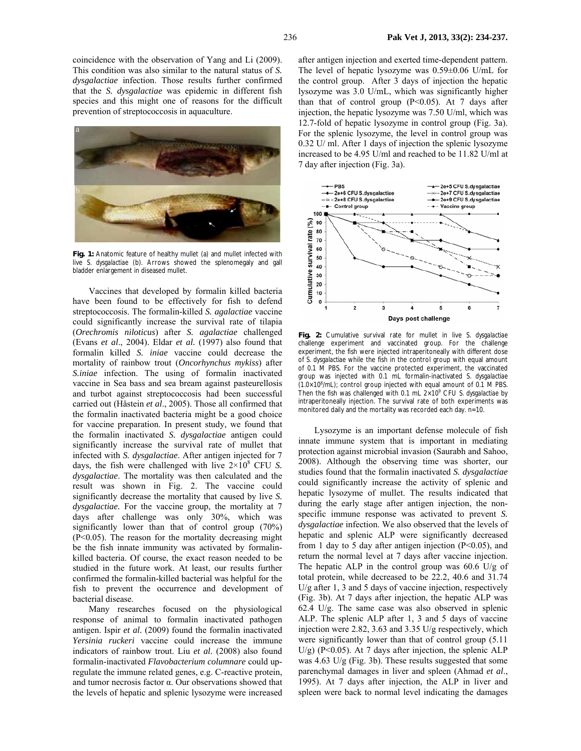coincidence with the observation of Yang and Li (2009). This condition was also similar to the natural status of *S. dysgalactiae* infection. Those results further confirmed that the *S. dysgalactiae* was epidemic in different fish species and this might one of reasons for the difficult prevention of streptococcosis in aquaculture.

**Fig. 1:** Anatomic feature of healthy mullet (a) and mullet infected with live S. dysgalactiae (b). Arrows showed the splenomegaly and gall bladder enlargement in diseased mullet.

Vaccines that developed by formalin killed bacteria have been found to be effectively for fish to defend streptococcosis. The formalin-killed *S. agalactiae* vaccine could significantly increase the survival rate of tilapia (*Orechromis niloticus*) after *S. agalactiae* challenged (Evans *et al*., 2004). Eldar *et al.* (1997) also found that formalin killed *S. iniae* vaccine could decrease the mortality of rainbow trout (*Oncorhynchus mykiss*) after *S.iniae* infection. The using of formalin inactivated vaccine in Sea bass and sea bream against pasteurellosis and turbot against streptococcosis had been successful carried out (Håstein *et al*., 2005). Those all confirmed that the formalin inactivated bacteria might be a good choice for vaccine preparation. In present study, we found that the formalin inactivated *S. dysgalactiae* antigen could significantly increase the survival rate of mullet that infected with *S. dysgalactiae*. After antigen injected for 7 days, the fish were challenged with live $2\times10^8$ CFU *S. dysgalactiae*. The mortality was then calculated and the result was shown in Fig. 2. The vaccine could significantly decrease the mortality that caused by live *S. dysgalactiae.* For the vaccine group, the mortality at 7 days after challenge was only 30%, which was significantly lower than that of control group (70%) ($P<0.05$). The reason for the mortality decreasing might be the fish innate immunity was activated by formalin-killed bacteria. Of course, the exact reason needed to be studied in the future work. At least, our results further confirmed the formalin-killed bacterial was helpful for the fish to prevent the occurrence and development of bacterial disease.

Many researches focused on the physiological response of animal to formalin inactivated pathogen antigen. Ispir *et al.* (2009) found the formalin inactivated *Yersinia ruckeri* vaccine could increase the immune indicators of rainbow trout. Liu *et al.* (2008) also found formalin-inactivated *Flavobacterium columnare* could up-regulate the immune related genes, e.g. C-reactive protein, and tumor necrosis factor α. Our observations showed that the levels of hepatic and splenic lysozyme were increased after antigen injection and exerted time-dependent pattern. The level of hepatic lysozyme was 0.59±0.06 U/mL for the control group. After 3 days of injection the hepatic lysozyme was 3.0 U/mL, which was significantly higher than that of control group ($P<0.05$). At 7 days after injection, the hepatic lysozyme was 7.50 U/ml, which was 12.7-fold of hepatic lysozyme in control group (Fig. 3a). For the splenic lysozyme, the level in control group was 0.32 U/ ml. After 1 days of injection the splenic lysozyme increased to be 4.95 U/ml and reached to be 11.82 U/ml at 7 day after injection (Fig. 3a).

**Fig. 2:** Cumulative survival rate for mullet in live S. dysgalactiae challenge experiment and vaccinated group. For the challenge experiment, the fish were injected intraperitoneally with different dose of S. dysgalactiae while the fish in the control group with equal amount of 0.1 M PBS. For the vaccine protected experiment, the vaccinated group was injected with 0.1 mL formalin-inactivated S. dysgalactiae ($1.0\times10^8$/mL); control group injected with equal amount of 0.1 M PBS. Then the fish was challenged with 0.1 mL $2\times10^9$ CFU S. dysgalactiae by intraperitoneally injection. The survival rate of both experiments was monitored daily and the mortality was recorded each day. n=10.

Lysozyme is an important defense molecule of fish innate immune system that is important in mediating protection against microbial invasion (Saurabh and Sahoo, 2008). Although the observing time was shorter, our studies found that the formalin inactivated *S. dysgalactiae* could significantly increase the activity of splenic and hepatic lysozyme of mullet. The results indicated that during the early stage after antigen injection, the non-specific immune response was activated to prevent *S. dysgalactiae* infection. We also observed that the levels of hepatic and splenic ALP were significantly decreased from 1 day to 5 day after antigen injection ($P<0.05$), and return the normal level at 7 days after vaccine injection. The hepatic ALP in the control group was 60.6 U/g of total protein, while decreased to be 22.2, 40.6 and 31.74 U/g after 1, 3 and 5 days of vaccine injection, respectively (Fig. 3b). At 7 days after injection, the hepatic ALP was 62.4 U/g. The same case was also observed in splenic ALP. The splenic ALP after 1, 3 and 5 days of vaccine injection were 2.82, 3.63 and 3.35 U/g respectively, which were significantly lower than that of control group (5.11 U/g) ($P<0.05$). At 7 days after injection, the splenic ALP was 4.63 U/g (Fig. 3b). These results suggested that some parenchymal damages in liver and spleen (Ahmad *et al*., 1995). At 7 days after injection, the ALP in liver and spleen were back to normal level indicating the damages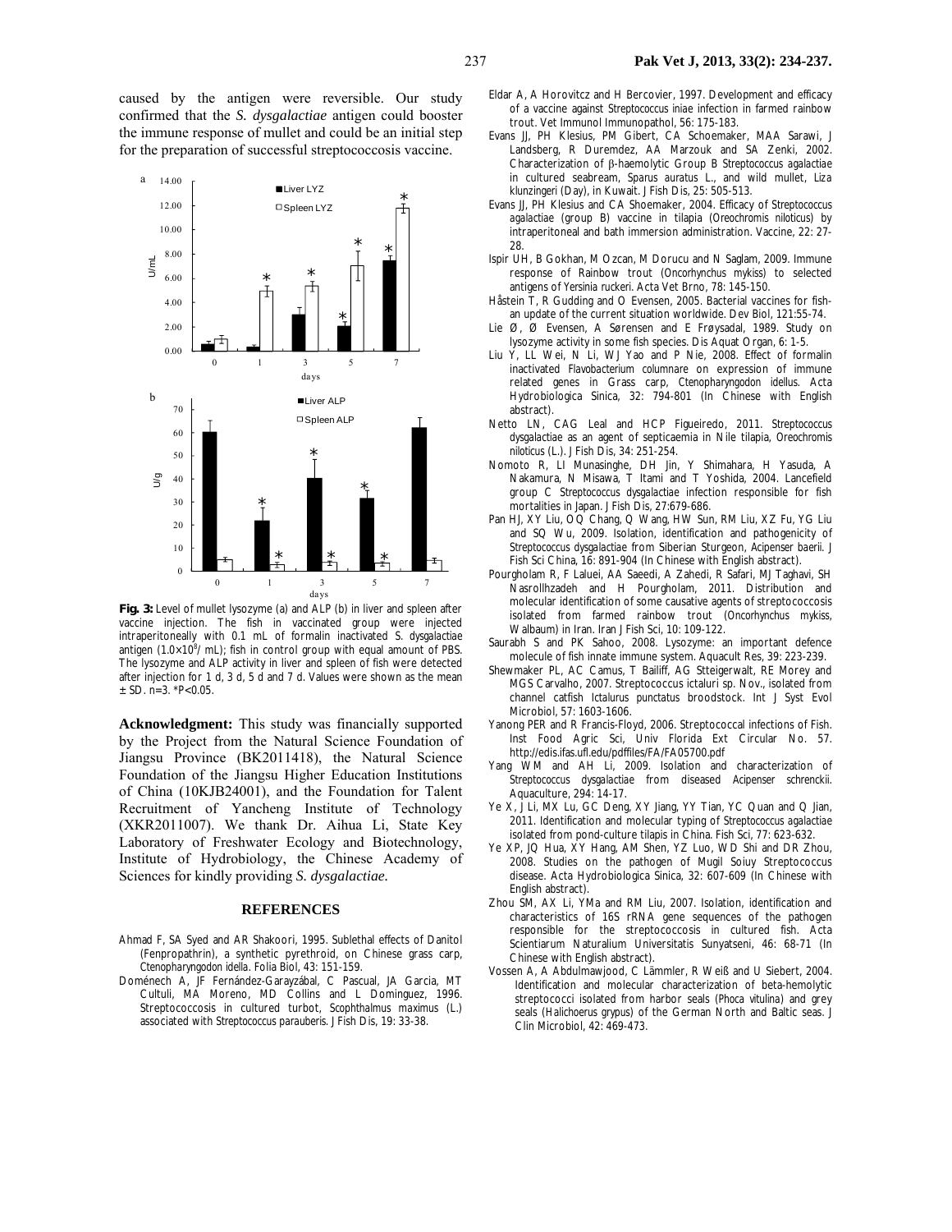caused by the antigen were reversible. Our study confirmed that the *S. dysgalactiae* antigen could booster the immune response of mullet and could be an initial step for the preparation of successful streptococcosis vaccine.

a

14.00
12.00
10.00
8.00
6.00
4.00
2.00
0.00

U/mL

■ Liver LYZ
□ Spleen LYZ

0 1 3 5 7

days

b

70
60
50
40
30
20
10
0

U/g

■ Liver ALP
□ Spleen ALP

0 1 3 5 7

days

**Fig. 3:** Level of mullet lysozyme (a) and ALP (b) in liver and spleen after vaccine injection. The fish in vaccinated group were injected intraperitoneally with 0.1 mL of formalin inactivated S. dysgalactiae antigen ($1.0\times10^8$/ mL); fish in control group with equal amount of PBS. The lysozyme and ALP activity in liver and spleen of fish were detected after injection for 1 d, 3 d, 5 d and 7 d. Values were shown as the mean ± SD. n=3. *P<0.05.

**Acknowledgment:** This study was financially supported by the Project from the Natural Science Foundation of Jiangsu Province (BK2011418), the Natural Science Foundation of the Jiangsu Higher Education Institutions of China (10KJB24001), and the Foundation for Talent Recruitment of Yancheng Institute of Technology (XKR2011007). We thank Dr. Aihua Li, State Key Laboratory of Freshwater Ecology and Biotechnology, Institute of Hydrobiology, the Chinese Academy of Sciences for kindly providing *S. dysgalactiae.*

## REFERENCES

Ahmad F, SA Syed and AR Shakoori, 1995. Sublethal effects of Danitol (Fenpropathrin), a synthetic pyrethroid, on Chinese grass carp, *Ctenopharyngodon idella*. Folia Biol, 43: 151-159.

Doménech A, JF Fernández-Garayzábal, C Pascual, JA Garcia, MT Cultuli, MA Moreno, MD Collins and L Dominguez, 1996. Streptococcosis in cultured turbot, *Scophthalmus maximus* (L.) associated with *Streptococcus parauberis*. J Fish Dis, 19: 33-38.

Eldar A, A Horovitcz and H Bercovier, 1997. Development and efficacy of a vaccine against *Streptococcus iniae* infection in farmed rainbow trout. Vet Immunol Immunopathol, 56: 175-183.

Evans JJ, PH Klesius, PM Gibert, CA Schoemaker, MAA Sarawi, J Landsberg, R Duremdez, AA Marzouk and SA Zenki, 2002. Characterization of β-haemolytic Group B *Streptococcus agalactiae* in cultured seabream, *Sparus auratus* L., and wild mullet, *Liza klunzingeri* (Day), in Kuwait. J Fish Dis, 25: 505-513.

Evans JJ, PH Klesius and CA Shoemaker, 2004. Efficacy of *Streptococcus agalactiae* (group B) vaccine in tilapia (*Oreochromis niloticus*) by intraperitoneal and bath immersion administration. Vaccine, 22: 27-28.

Ispir UH, B Gokhan, M Ozcan, M Dorucu and N Saglam, 2009. Immune response of Rainbow trout (*Oncorhynchus mykiss*) to selected antigens of *Yersinia ruckeri*. Acta Vet Brno, 78: 145-150.

Håstein T, R Gudding and O Evensen, 2005. Bacterial vaccines for fish-an update of the current situation worldwide. Dev Biol, 121:55-74.

Lie Ø, Ø Evensen, A Sørensen and E Frøysadal, 1989. Study on lysozyme activity in some fish species. Dis Aquat Organ, 6: 1-5.

Liu Y, LL Wei, N Li, WJ Yao and P Nie, 2008. Effect of formalin inactivated *Flavobacterium columnare* on expression of immune related genes in Grass carp, *Ctenopharyngodon idellus*. Acta Hydrobiologica Sinica, 32: 794-801 (In Chinese with English abstract).

Netto LN, CAG Leal and HCP Figueiredo, 2011. *Streptococcus dysgalactiae* as an agent of septicaemia in Nile tilapia, *Oreochromis niloticus* (L.). J Fish Dis, 34: 251-254.

Nomoto R, LI Munasinghe, DH Jin, Y Shimahara, H Yasuda, A Nakamura, N Misawa, T Itami and T Yoshida, 2004. Lancefield group C *Streptococcus dysgalactiae* infection responsible for fish mortalities in Japan. J Fish Dis, 27:679-686.

Pan HJ, XY Liu, OQ Chang, Q Wang, HW Sun, RM Liu, XZ Fu, YG Liu and SQ Wu, 2009. Isolation, identification and pathogenicity of *Streptococcus dysgalactiae* from Siberian Sturgeon, *Acipenser baerii*. J Fish Sci China, 16: 891-904 (In Chinese with English abstract).

Pourgholam R, F Laluei, AA Saeedi, A Zahedi, R Safari, MJ Taghavi, SH Nasrollhzadeh and H Pourgholam, 2011. Distribution and molecular identification of some causative agents of streptococcosis isolated from farmed rainbow trout (*Oncorhynchus mykiss*, Walbaum) in Iran. Iran J Fish Sci, 10: 109-122.

Saurabh S and PK Sahoo, 2008. Lysozyme: an important defence molecule of fish innate immune system. Aquacult Res, 39: 223-239.

Shewmaker PL, AC Camus, T Bailiff, AG Stteigerwalt, RE Morey and MGS Carvalho, 2007. *Streptococcus ictaluri* sp. Nov., isolated from channel catfish *Ictalurus punctatus* broodstock. Int J Syst Evol Microbiol, 57: 1603-1606.

Yanong PER and R Francis-Floyd, 2006. Streptococcal infections of Fish. Inst Food Agric Sci, Univ Florida Ext Circular No. 57. http://edis.ifas.ufl.edu/pdffiles/FA/FA05700.pdf

Yang WM and AH Li, 2009. Isolation and characterization of *Streptococcus dysgalactiae* from diseased *Acipenser schrenckii*. Aquaculture, 294: 14-17.

Ye X, J Li, MX Lu, GC Deng, XY Jiang, YY Tian, YC Quan and Q Jian, 2011. Identification and molecular typing of *Streptococcus agalactiae* isolated from pond-culture tilapia in China. Fish Sci, 77: 623-632.

Ye XP, JQ Hua, XY Hang, AM Shen, YZ Luo, WD Shi and DR Zhou, 2008. Studies on the pathogen of Mugil Soiuy Streptococcus disease. Acta Hydrobiologica Sinica, 32: 607-609 (In Chinese with English abstract).

Zhou SM, AX Li, YMa and RM Liu, 2007. Isolation, identification and characteristics of 16S rRNA gene sequences of the pathogen responsible for the streptococcosis in cultured fish. Acta Scientiarum Naturalium Universitatis Sunyatseni, 46: 68-71 (In Chinese with English abstract).

Vossen A, A Abdulmawjood, C Lämmler, R Weiß and U Siebert, 2004. Identification and molecular characterization of beta-hemolytic streptococci isolated from harbor seals (*Phoca vitulina*) and grey seals (*Halichoerus grypus*) of the German North and Baltic seas. J Clin Microbiol, 42: 469-473.